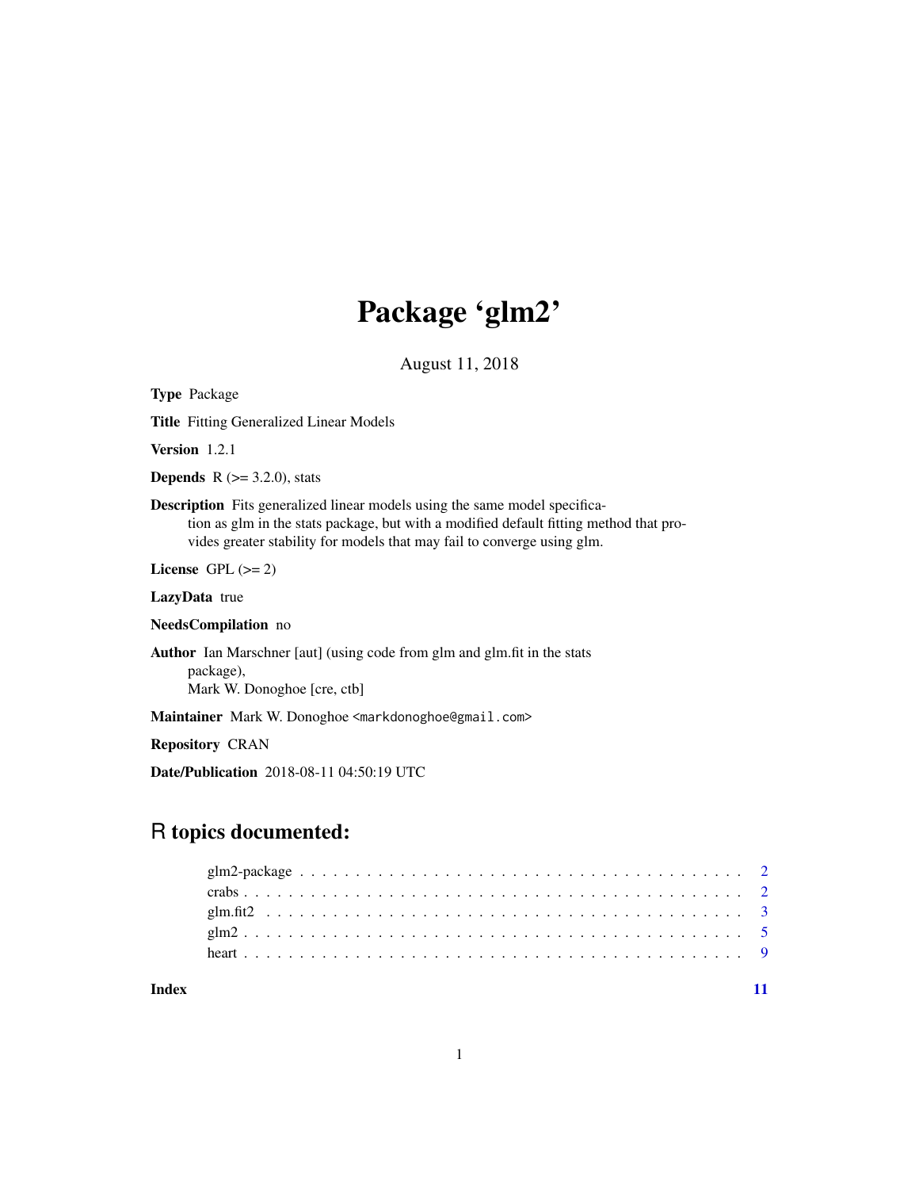# Package 'glm2'

August 11, 2018

**Type** Package

**Title** Fitting Generalized Linear Models

**Version** 1.2.1

**Depends** R (>= 3.2.0), stats

**Description** Fits generalized linear models using the same model specification as glm in the stats package, but with a modified default fitting method that provides greater stability for models that may fail to converge using glm.

**License** GPL (>= 2)

**LazyData** true

**NeedsCompilation** no

**Author** Ian Marschner [aut] (using code from glm and glm.fit in the stats package),
Mark W. Donoghoe [cre, ctb]

**Maintainer** Mark W. Donoghoe <markdonoghoe@gmail.com>

**Repository** CRAN

**Date/Publication** 2018-08-11 04:50:19 UTC

## R topics documented:

| | |
|---|---|
| glm2-package | 2 |
| crabs | 2 |
| glm.fit2 | 3 |
| glm2 | 5 |
| heart | 9 |
| **Index** | **11** |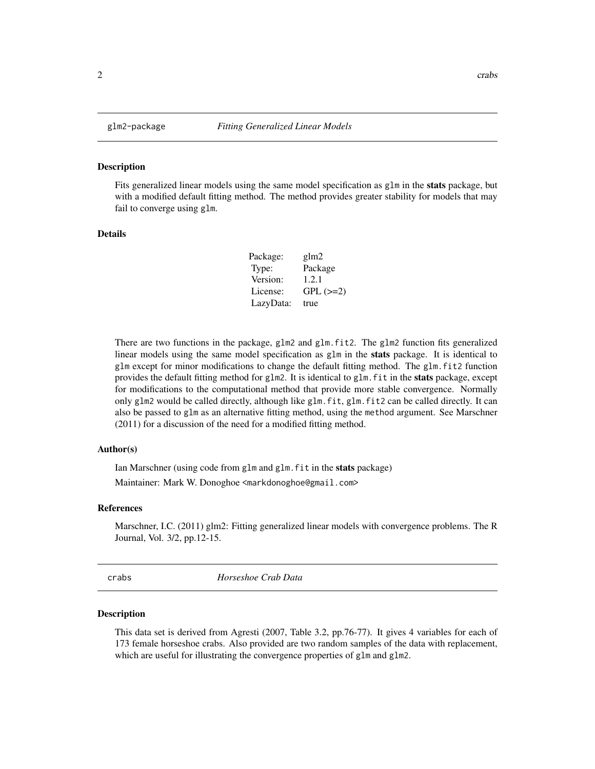## glm2-package *Fitting Generalized Linear Models*

### Description

Fits generalized linear models using the same model specification as `glm` in the **stats** package, but with a modified default fitting method. The method provides greater stability for models that may fail to converge using `glm`.

### Details

| | |
|---|---|
| Package: | glm2 |
| Type: | Package |
| Version: | 1.2.1 |
| License: | GPL (>=2) |
| LazyData: | true |

There are two functions in the package, `glm2` and `glm.fit2`. The `glm2` function fits generalized linear models using the same model specification as `glm` in the **stats** package. It is identical to `glm` except for minor modifications to change the default fitting method. The `glm.fit2` function provides the default fitting method for `glm2`. It is identical to `glm.fit` in the **stats** package, except for modifications to the computational method that provide more stable convergence. Normally only `glm2` would be called directly, although like `glm.fit`, `glm.fit2` can be called directly. It can also be passed to `glm` as an alternative fitting method, using the `method` argument. See Marschner (2011) for a discussion of the need for a modified fitting method.

### Author(s)

Ian Marschner (using code from `glm` and `glm.fit` in the **stats** package)

Maintainer: Mark W. Donoghoe <markdonoghoe@gmail.com>

### References

Marschner, I.C. (2011) glm2: Fitting generalized linear models with convergence problems. The R Journal, Vol. 3/2, pp.12-15.

## crabs *Horseshoe Crab Data*

### Description

This data set is derived from Agresti (2007, Table 3.2, pp.76-77). It gives 4 variables for each of 173 female horseshoe crabs. Also provided are two random samples of the data with replacement, which are useful for illustrating the convergence properties of `glm` and `glm2`.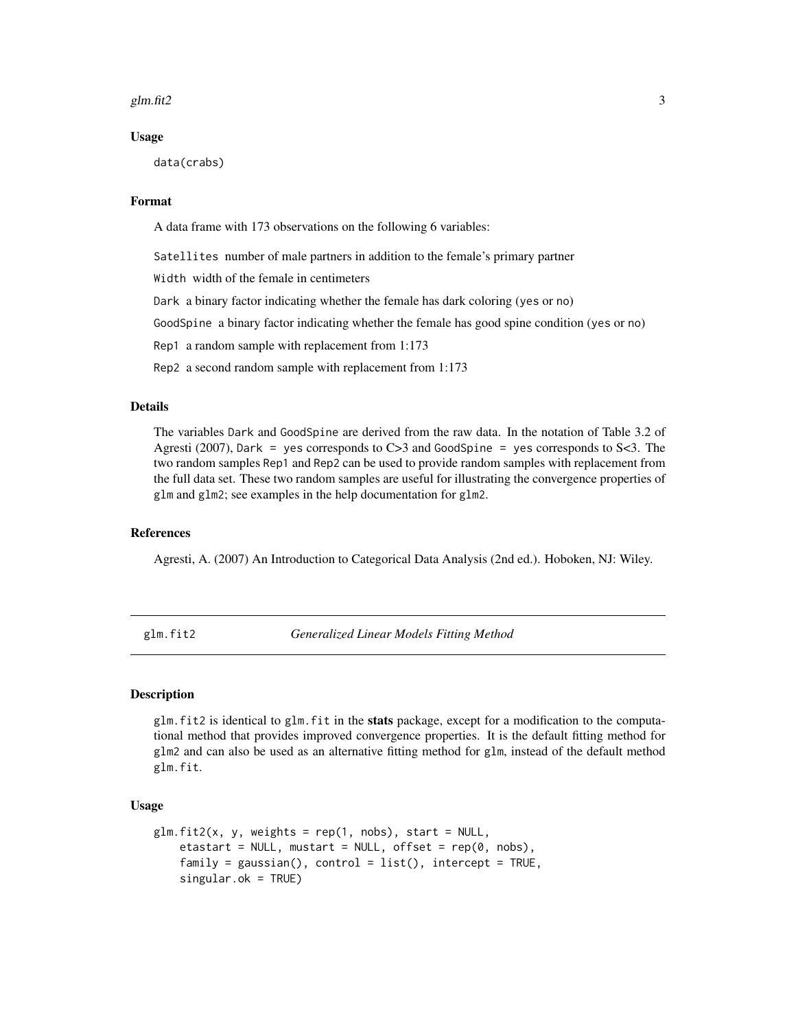### Usage

```
data(crabs)
```

### Format

A data frame with 173 observations on the following 6 variables:

Satellites number of male partners in addition to the female's primary partner

Width width of the female in centimeters

Dark a binary factor indicating whether the female has dark coloring (yes or no)

GoodSpine a binary factor indicating whether the female has good spine condition (yes or no)

Rep1 a random sample with replacement from 1:173

Rep2 a second random sample with replacement from 1:173

### Details

The variables Dark and GoodSpine are derived from the raw data. In the notation of Table 3.2 of Agresti (2007), Dark = yes corresponds to C>3 and GoodSpine = yes corresponds to S<3. The two random samples Rep1 and Rep2 can be used to provide random samples with replacement from the full data set. These two random samples are useful for illustrating the convergence properties of glm and glm2; see examples in the help documentation for glm2.

### References

Agresti, A. (2007) An Introduction to Categorical Data Analysis (2nd ed.). Hoboken, NJ: Wiley.

---

## glm.fit2 *Generalized Linear Models Fitting Method*

---

### Description

glm.fit2 is identical to glm.fit in the **stats** package, except for a modification to the computational method that provides improved convergence properties. It is the default fitting method for glm2 and can also be used as an alternative fitting method for glm, instead of the default method glm.fit.

### Usage

```
glm.fit2(x, y, weights = rep(1, nobs), start = NULL,
    etastart = NULL, mustart = NULL, offset = rep(0, nobs),
    family = gaussian(), control = list(), intercept = TRUE,
    singular.ok = TRUE)
```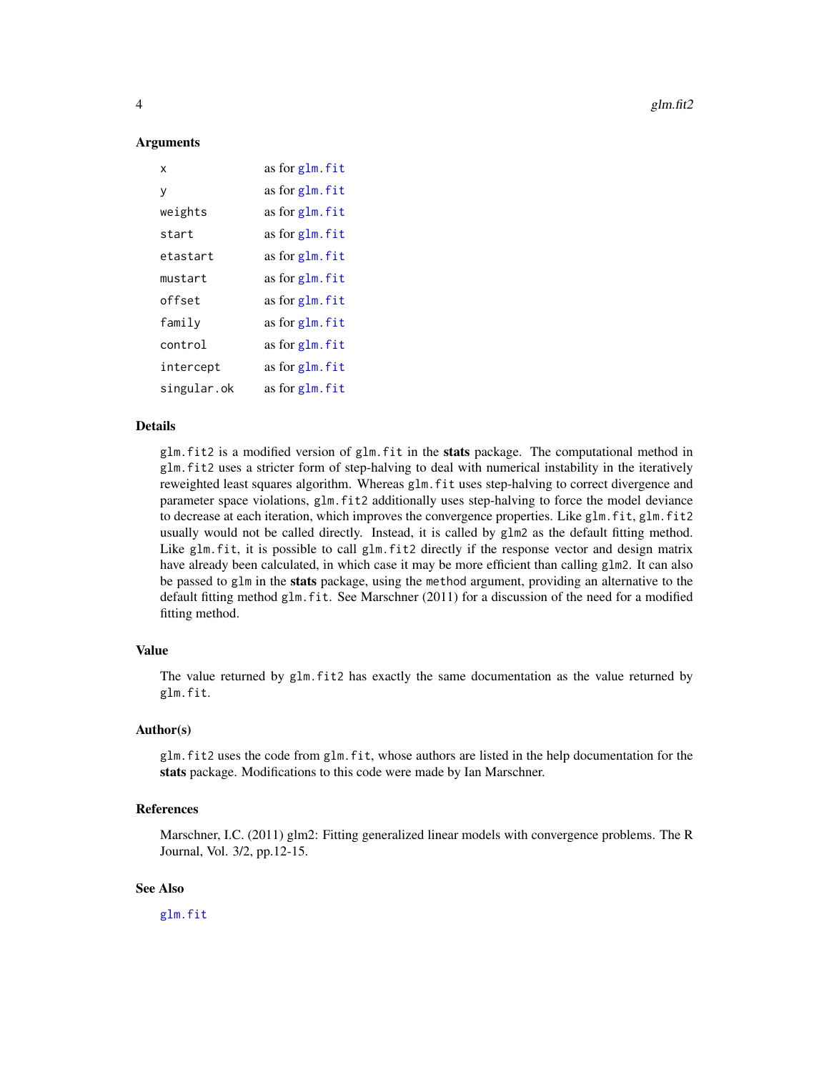### Arguments

| | |
|---|---|
| `x` | as for `glm.fit` |
| `y` | as for `glm.fit` |
| `weights` | as for `glm.fit` |
| `start` | as for `glm.fit` |
| `etastart` | as for `glm.fit` |
| `mustart` | as for `glm.fit` |
| `offset` | as for `glm.fit` |
| `family` | as for `glm.fit` |
| `control` | as for `glm.fit` |
| `intercept` | as for `glm.fit` |
| `singular.ok` | as for `glm.fit` |

### Details

`glm.fit2` is a modified version of `glm.fit` in the **stats** package. The computational method in `glm.fit2` uses a stricter form of step-halving to deal with numerical instability in the iteratively reweighted least squares algorithm. Whereas `glm.fit` uses step-halving to correct divergence and parameter space violations, `glm.fit2` additionally uses step-halving to force the model deviance to decrease at each iteration, which improves the convergence properties. Like `glm.fit`, `glm.fit2` usually would not be called directly. Instead, it is called by `glm2` as the default fitting method. Like `glm.fit`, it is possible to call `glm.fit2` directly if the response vector and design matrix have already been calculated, in which case it may be more efficient than calling `glm2`. It can also be passed to `glm` in the **stats** package, using the `method` argument, providing an alternative to the default fitting method `glm.fit`. See Marschner (2011) for a discussion of the need for a modified fitting method.

### Value

The value returned by `glm.fit2` has exactly the same documentation as the value returned by `glm.fit`.

### Author(s)

`glm.fit2` uses the code from `glm.fit`, whose authors are listed in the help documentation for the **stats** package. Modifications to this code were made by Ian Marschner.

### References

Marschner, I.C. (2011) glm2: Fitting generalized linear models with convergence problems. The R Journal, Vol. 3/2, pp.12-15.

### See Also

`glm.fit`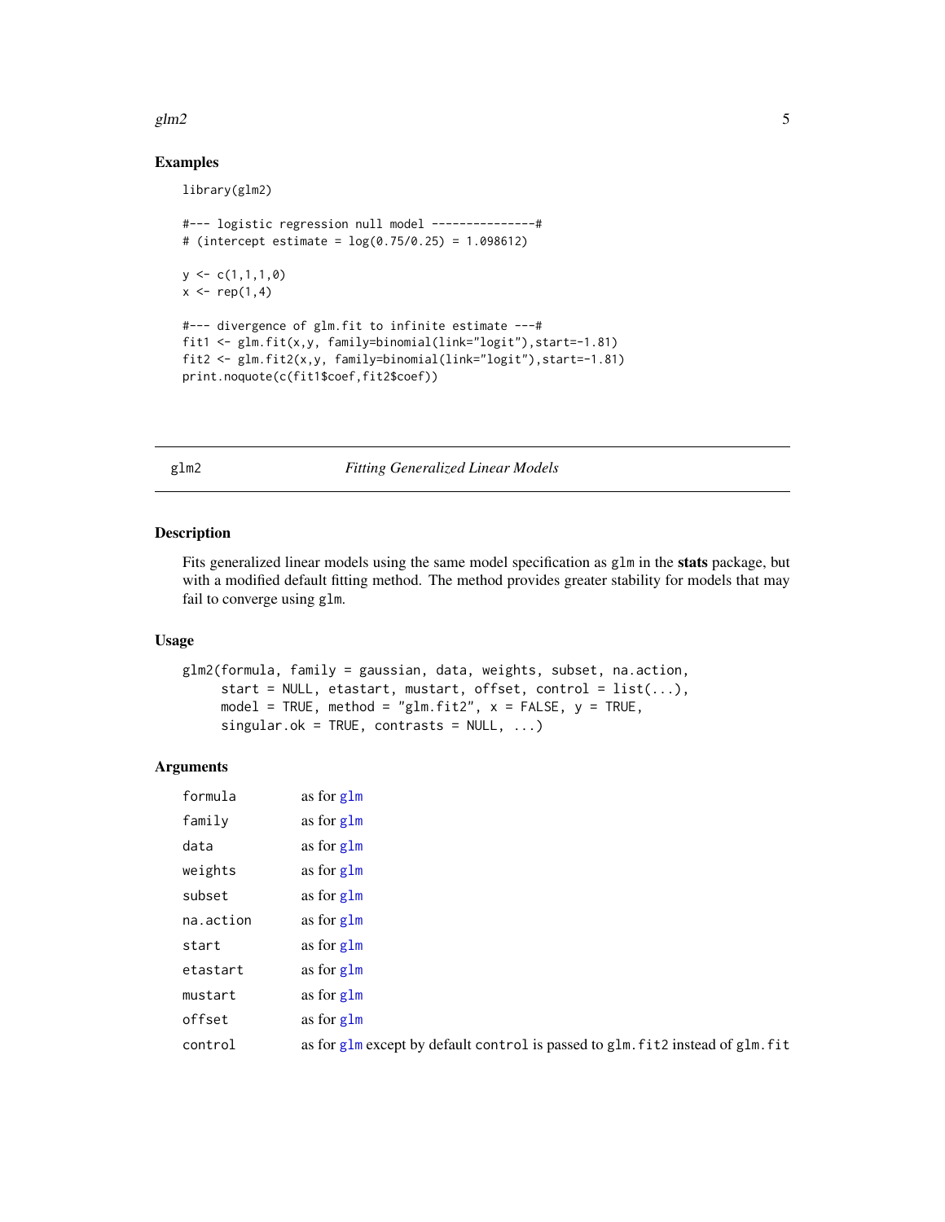## Examples

```
library(glm2)

#--- logistic regression null model ---------------#
# (intercept estimate = log(0.75/0.25) = 1.098612)

y <- c(1,1,1,0)
x <- rep(1,4)

#--- divergence of glm.fit to infinite estimate ---#
fit1 <- glm.fit(x,y, family=binomial(link="logit"),start=-1.81)
fit2 <- glm.fit2(x,y, family=binomial(link="logit"),start=-1.81)
print.noquote(c(fit1$coef,fit2$coef))
```

---

# glm2 — *Fitting Generalized Linear Models*

## Description

Fits generalized linear models using the same model specification as `glm` in the **stats** package, but with a modified default fitting method. The method provides greater stability for models that may fail to converge using `glm`.

## Usage

```
glm2(formula, family = gaussian, data, weights, subset, na.action,
     start = NULL, etastart, mustart, offset, control = list(...),
     model = TRUE, method = "glm.fit2", x = FALSE, y = TRUE,
     singular.ok = TRUE, contrasts = NULL, ...)
```

## Arguments

| | |
|---|---|
| `formula` | as for `glm` |
| `family` | as for `glm` |
| `data` | as for `glm` |
| `weights` | as for `glm` |
| `subset` | as for `glm` |
| `na.action` | as for `glm` |
| `start` | as for `glm` |
| `etastart` | as for `glm` |
| `mustart` | as for `glm` |
| `offset` | as for `glm` |
| `control` | as for `glm` except by default `control` is passed to `glm.fit2` instead of `glm.fit` |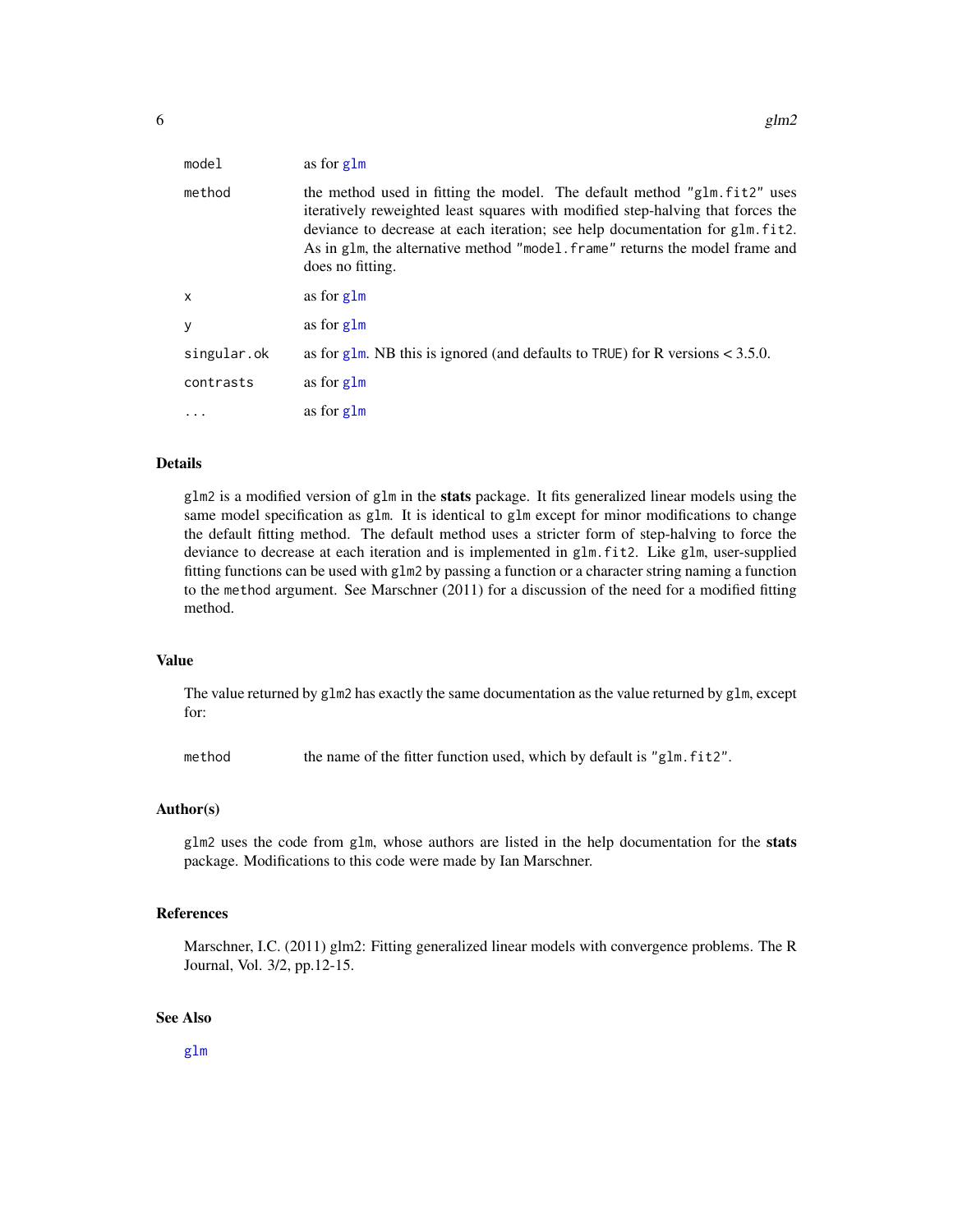| | |
|---|---|
| `model` | as for `glm` |
| `method` | the method used in fitting the model. The default method "glm.fit2" uses iteratively reweighted least squares with modified step-halving that forces the deviance to decrease at each iteration; see help documentation for `glm.fit2`. As in `glm`, the alternative method "model.frame" returns the model frame and does no fitting. |
| `x` | as for `glm` |
| `y` | as for `glm` |
| `singular.ok` | as for `glm`. NB this is ignored (and defaults to `TRUE`) for R versions < 3.5.0. |
| `contrasts` | as for `glm` |
| `...` | as for `glm` |

## Details

`glm2` is a modified version of `glm` in the **stats** package. It fits generalized linear models using the same model specification as `glm`. It is identical to `glm` except for minor modifications to change the default fitting method. The default method uses a stricter form of step-halving to force the deviance to decrease at each iteration and is implemented in `glm.fit2`. Like `glm`, user-supplied fitting functions can be used with `glm2` by passing a function or a character string naming a function to the `method` argument. See Marschner (2011) for a discussion of the need for a modified fitting method.

## Value

The value returned by `glm2` has exactly the same documentation as the value returned by `glm`, except for:

| | |
|---|---|
| `method` | the name of the fitter function used, which by default is "glm.fit2". |

## Author(s)

`glm2` uses the code from `glm`, whose authors are listed in the help documentation for the **stats** package. Modifications to this code were made by Ian Marschner.

## References

Marschner, I.C. (2011) glm2: Fitting generalized linear models with convergence problems. The R Journal, Vol. 3/2, pp.12-15.

## See Also

`glm`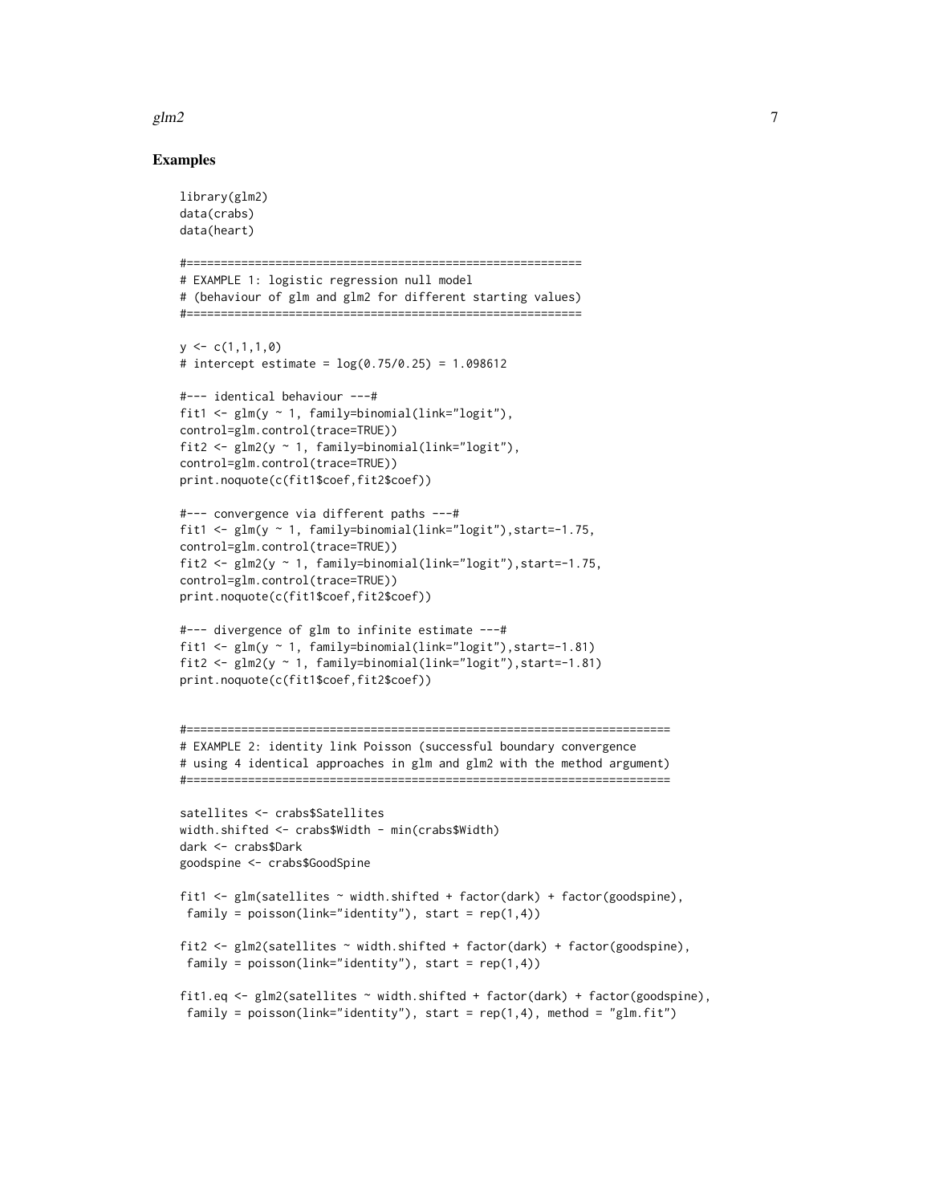## Examples

```
library(glm2)
data(crabs)
data(heart)

#=========================================================
# EXAMPLE 1: logistic regression null model
# (behaviour of glm and glm2 for different starting values)
#=========================================================

y <- c(1,1,1,0)
# intercept estimate = log(0.75/0.25) = 1.098612

#--- identical behaviour ---#
fit1 <- glm(y ~ 1, family=binomial(link="logit"),
control=glm.control(trace=TRUE))
fit2 <- glm2(y ~ 1, family=binomial(link="logit"),
control=glm.control(trace=TRUE))
print.noquote(c(fit1$coef,fit2$coef))

#--- convergence via different paths ---#
fit1 <- glm(y ~ 1, family=binomial(link="logit"),start=-1.75,
control=glm.control(trace=TRUE))
fit2 <- glm2(y ~ 1, family=binomial(link="logit"),start=-1.75,
control=glm.control(trace=TRUE))
print.noquote(c(fit1$coef,fit2$coef))

#--- divergence of glm to infinite estimate ---#
fit1 <- glm(y ~ 1, family=binomial(link="logit"),start=-1.81)
fit2 <- glm2(y ~ 1, family=binomial(link="logit"),start=-1.81)
print.noquote(c(fit1$coef,fit2$coef))


#=====================================================================
# EXAMPLE 2: identity link Poisson (successful boundary convergence
# using 4 identical approaches in glm and glm2 with the method argument)
#=====================================================================

satellites <- crabs$Satellites
width.shifted <- crabs$Width - min(crabs$Width)
dark <- crabs$Dark
goodspine <- crabs$GoodSpine

fit1 <- glm(satellites ~ width.shifted + factor(dark) + factor(goodspine),
 family = poisson(link="identity"), start = rep(1,4))

fit2 <- glm2(satellites ~ width.shifted + factor(dark) + factor(goodspine),
 family = poisson(link="identity"), start = rep(1,4))

fit1.eq <- glm2(satellites ~ width.shifted + factor(dark) + factor(goodspine),
 family = poisson(link="identity"), start = rep(1,4), method = "glm.fit")
```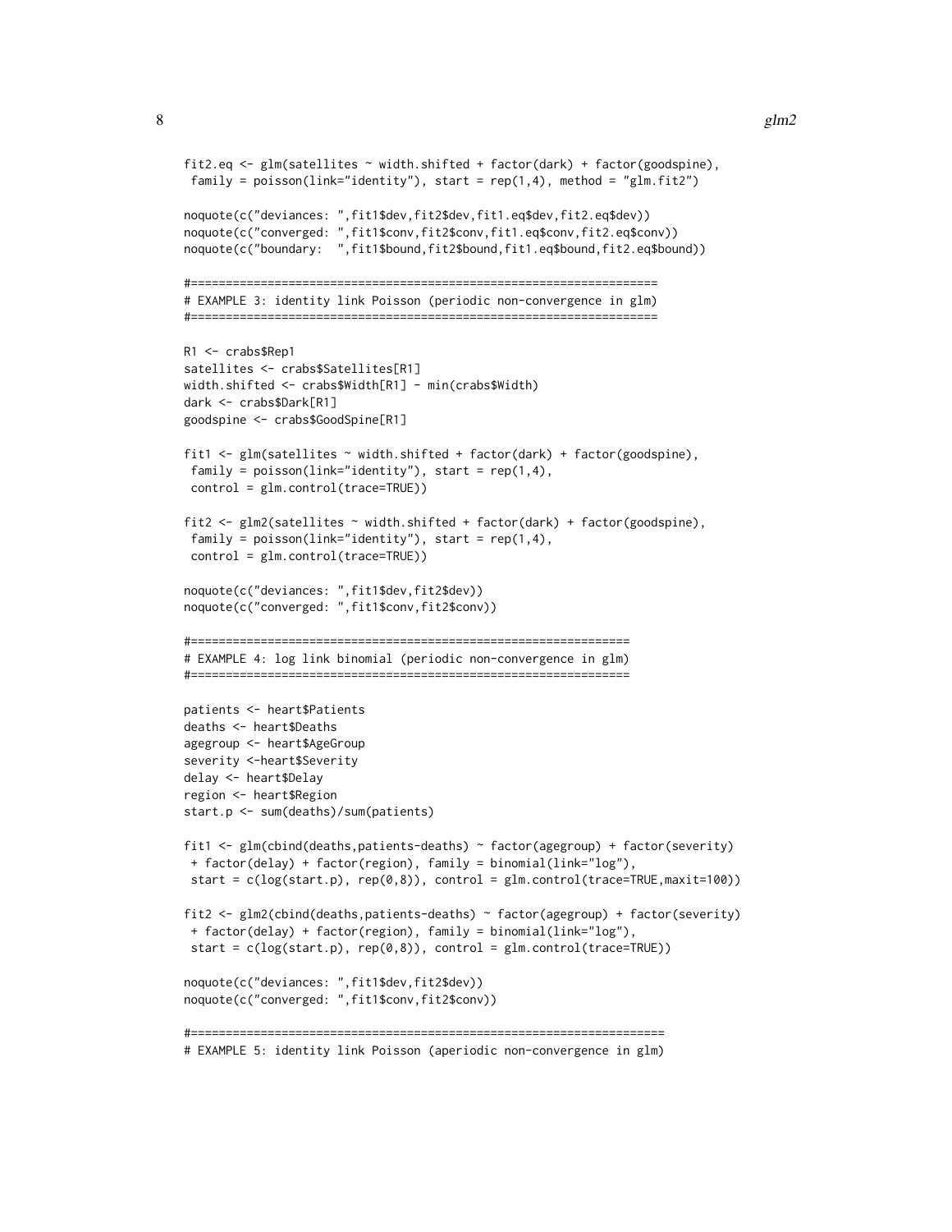```
fit2.eq <- glm(satellites ~ width.shifted + factor(dark) + factor(goodspine),
 family = poisson(link="identity"), start = rep(1,4), method = "glm.fit2")

noquote(c("deviances: ",fit1$dev,fit2$dev,fit1.eq$dev,fit2.eq$dev))
noquote(c("converged: ",fit1$conv,fit2$conv,fit1.eq$conv,fit2.eq$conv))
noquote(c("boundary:  ",fit1$bound,fit2$bound,fit1.eq$bound,fit2.eq$bound))

#===================================================================
# EXAMPLE 3: identity link Poisson (periodic non-convergence in glm)
#===================================================================

R1 <- crabs$Rep1
satellites <- crabs$Satellites[R1]
width.shifted <- crabs$Width[R1] - min(crabs$Width)
dark <- crabs$Dark[R1]
goodspine <- crabs$GoodSpine[R1]

fit1 <- glm(satellites ~ width.shifted + factor(dark) + factor(goodspine),
 family = poisson(link="identity"), start = rep(1,4),
 control = glm.control(trace=TRUE))

fit2 <- glm2(satellites ~ width.shifted + factor(dark) + factor(goodspine),
 family = poisson(link="identity"), start = rep(1,4),
 control = glm.control(trace=TRUE))

noquote(c("deviances: ",fit1$dev,fit2$dev))
noquote(c("converged: ",fit1$conv,fit2$conv))

#===============================================================
# EXAMPLE 4: log link binomial (periodic non-convergence in glm)
#===============================================================

patients <- heart$Patients
deaths <- heart$Deaths
agegroup <- heart$AgeGroup
severity <-heart$Severity
delay <- heart$Delay
region <- heart$Region
start.p <- sum(deaths)/sum(patients)

fit1 <- glm(cbind(deaths,patients-deaths) ~ factor(agegroup) + factor(severity)
 + factor(delay) + factor(region), family = binomial(link="log"),
 start = c(log(start.p), rep(0,8)), control = glm.control(trace=TRUE,maxit=100))

fit2 <- glm2(cbind(deaths,patients-deaths) ~ factor(agegroup) + factor(severity)
 + factor(delay) + factor(region), family = binomial(link="log"),
 start = c(log(start.p), rep(0,8)), control = glm.control(trace=TRUE))

noquote(c("deviances: ",fit1$dev,fit2$dev))
noquote(c("converged: ",fit1$conv,fit2$conv))

#====================================================================
# EXAMPLE 5: identity link Poisson (aperiodic non-convergence in glm)
```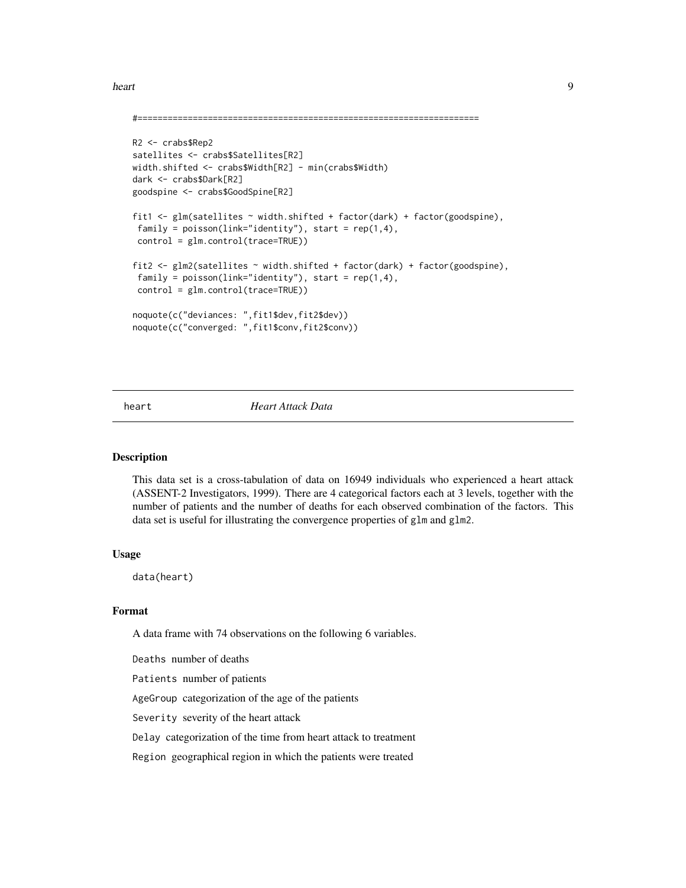```
#==================================================================

R2 <- crabs$Rep2
satellites <- crabs$Satellites[R2]
width.shifted <- crabs$Width[R2] - min(crabs$Width)
dark <- crabs$Dark[R2]
goodspine <- crabs$GoodSpine[R2]

fit1 <- glm(satellites ~ width.shifted + factor(dark) + factor(goodspine),
 family = poisson(link="identity"), start = rep(1,4),
 control = glm.control(trace=TRUE))

fit2 <- glm2(satellites ~ width.shifted + factor(dark) + factor(goodspine),
 family = poisson(link="identity"), start = rep(1,4),
 control = glm.control(trace=TRUE))

noquote(c("deviances: ",fit1$dev,fit2$dev))
noquote(c("converged: ",fit1$conv,fit2$conv))
```

## heart *Heart Attack Data*

### Description

This data set is a cross-tabulation of data on 16949 individuals who experienced a heart attack (ASSENT-2 Investigators, 1999). There are 4 categorical factors each at 3 levels, together with the number of patients and the number of deaths for each observed combination of the factors. This data set is useful for illustrating the convergence properties of `glm` and `glm2`.

### Usage

```
data(heart)
```

### Format

A data frame with 74 observations on the following 6 variables.

`Deaths` number of deaths

`Patients` number of patients

`AgeGroup` categorization of the age of the patients

`Severity` severity of the heart attack

`Delay` categorization of the time from heart attack to treatment

`Region` geographical region in which the patients were treated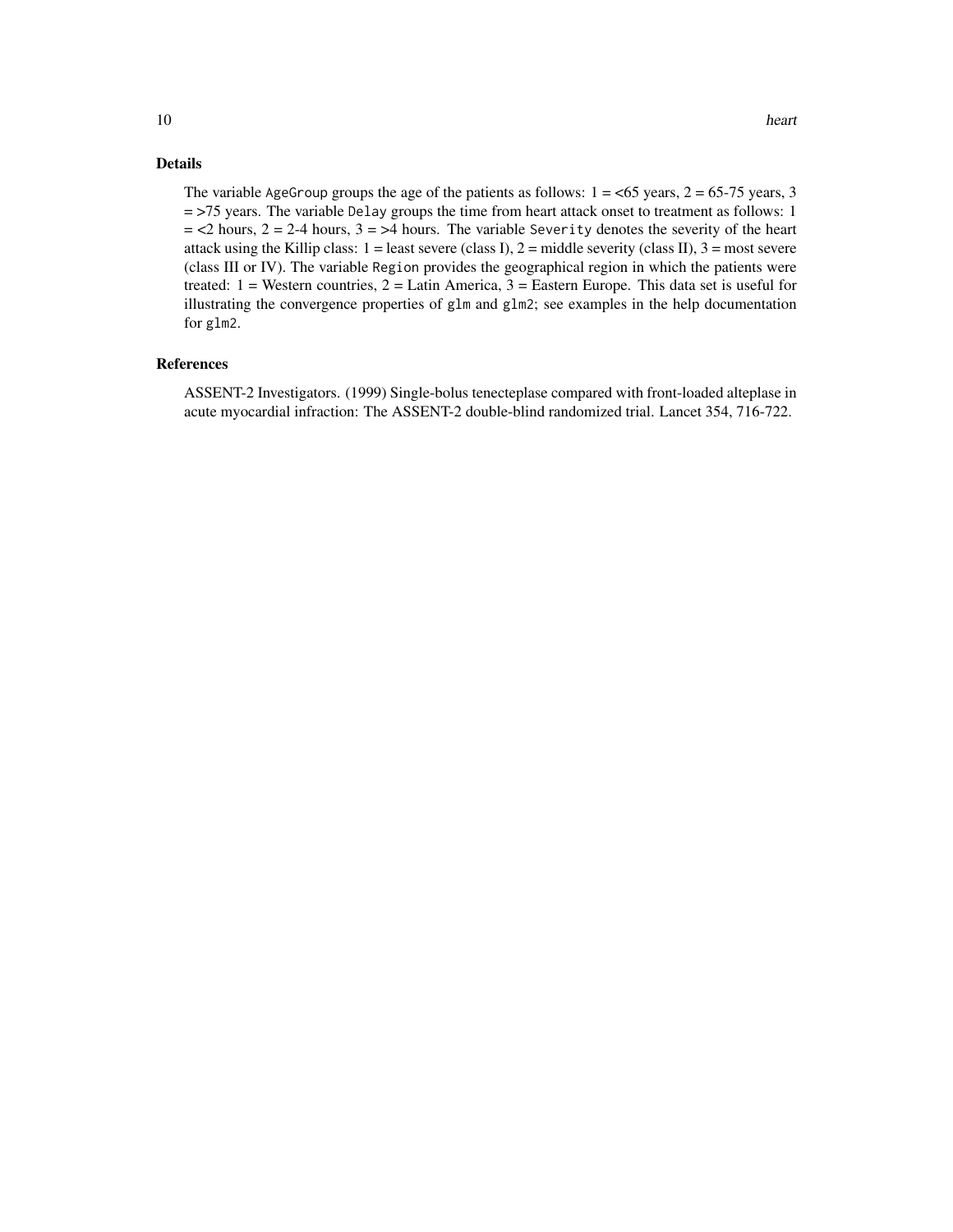## Details

The variable `AgeGroup` groups the age of the patients as follows: 1 = <65 years, 2 = 65-75 years, 3 = >75 years. The variable `Delay` groups the time from heart attack onset to treatment as follows: 1 = <2 hours, 2 = 2-4 hours, 3 = >4 hours. The variable `Severity` denotes the severity of the heart attack using the Killip class: 1 = least severe (class I), 2 = middle severity (class II), 3 = most severe (class III or IV). The variable `Region` provides the geographical region in which the patients were treated: 1 = Western countries, 2 = Latin America, 3 = Eastern Europe. This data set is useful for illustrating the convergence properties of `glm` and `glm2`; see examples in the help documentation for `glm2`.

## References

ASSENT-2 Investigators. (1999) Single-bolus tenecteplase compared with front-loaded alteplase in acute myocardial infraction: The ASSENT-2 double-blind randomized trial. Lancet 354, 716-722.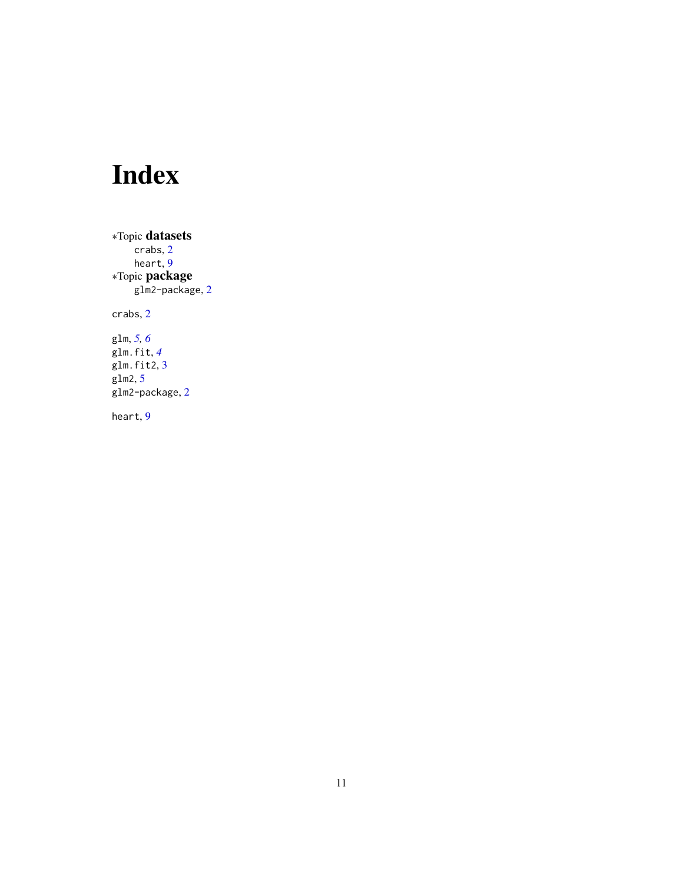# Index

∗Topic **datasets**
- crabs, 2
- heart, 9

∗Topic **package**
- glm2-package, 2

crabs, 2

glm, *5, 6*
glm.fit, *4*
glm.fit2, 3
glm2, 5
glm2-package, 2

heart, 9